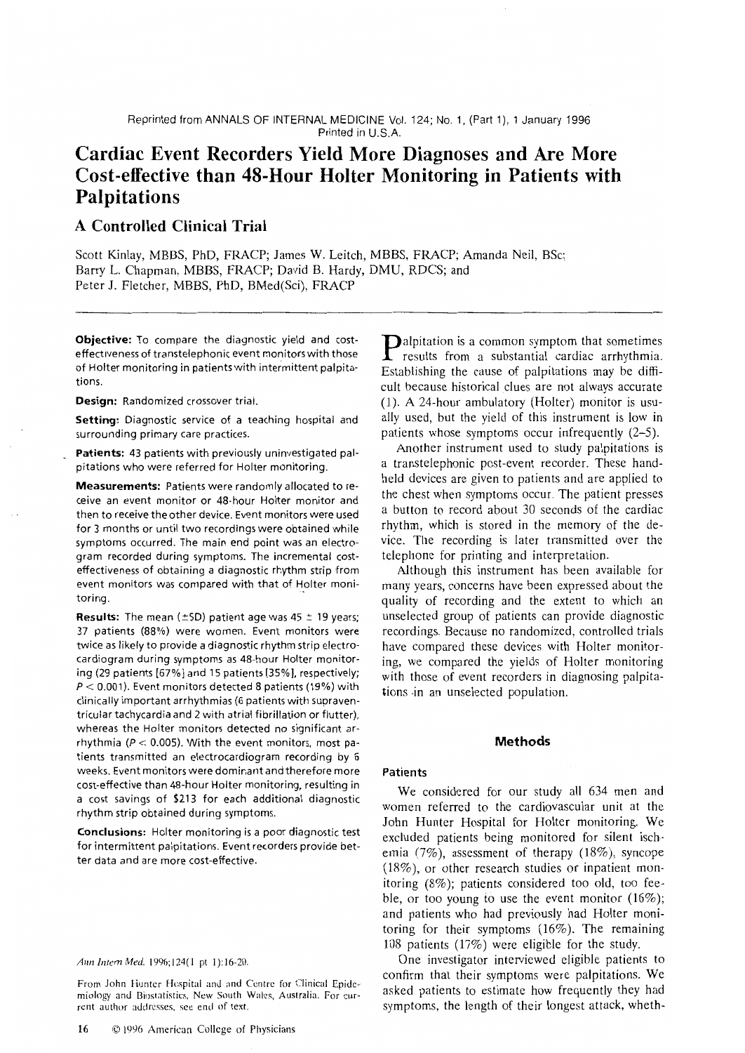Reprinted from ANNALS OF INTERNAL MEDICINE Vol. 124; No. 1, (Part 1), 1 January 1996
Printed in U.S.A.

# Cardiac Event Recorders Yield More Diagnoses and Are More Cost-effective than 48-Hour Holter Monitoring in Patients with Palpitations

## A Controlled Clinical Trial

Scott Kinlay, MBBS, PhD, FRACP; James W. Leitch, MBBS, FRACP; Amanda Neil, BSc; Barry L. Chapman, MBBS, FRACP; David B. Hardy, DMU, RDCS; and Peter J. Fletcher, MBBS, PhD, BMed(Sci), FRACP

**Objective:** To compare the diagnostic yield and cost-effectiveness of transtelephonic event monitors with those of Holter monitoring in patients with intermittent palpitations.

**Design:** Randomized crossover trial.

**Setting:** Diagnostic service of a teaching hospital and surrounding primary care practices.

**Patients:** 43 patients with previously uninvestigated palpitations who were referred for Holter monitoring.

**Measurements:** Patients were randomly allocated to receive an event monitor or 48-hour Holter monitor and then to receive the other device. Event monitors were used for 3 months or until two recordings were obtained while symptoms occurred. The main end point was an electrogram recorded during symptoms. The incremental cost-effectiveness of obtaining a diagnostic rhythm strip from event monitors was compared with that of Holter monitoring.

**Results:** The mean (±SD) patient age was 45 ± 19 years; 37 patients (88%) were women. Event monitors were twice as likely to provide a diagnostic rhythm strip electrocardiogram during symptoms as 48-hour Holter monitoring (29 patients [67%] and 15 patients [35%], respectively; $P < 0.001$). Event monitors detected 8 patients (19%) with clinically important arrhythmias (6 patients with supraventricular tachycardia and 2 with atrial fibrillation or flutter), whereas the Holter monitors detected no significant arrhythmia ($P < 0.005$). With the event monitors, most patients transmitted an electrocardiogram recording by 6 weeks. Event monitors were dominant and therefore more cost-effective than 48-hour Holter monitoring, resulting in a cost savings of $213 for each additional diagnostic rhythm strip obtained during symptoms.

**Conclusions:** Holter monitoring is a poor diagnostic test for intermittent palpitations. Event recorders provide better data and are more cost-effective.

*Ann Intern Med.* 1996;124(1 pt 1):16-20.

From John Hunter Hospital and and Centre for Clinical Epidemiology and Biostatistics, New South Wales, Australia. For current author addresses, see end of text.

Palpitation is a common symptom that sometimes results from a substantial cardiac arrhythmia. Establishing the cause of palpitations may be difficult because historical clues are not always accurate (1). A 24-hour ambulatory (Holter) monitor is usually used, but the yield of this instrument is low in patients whose symptoms occur infrequently (2–5).

Another instrument used to study palpitations is a transtelephonic post-event recorder. These handheld devices are given to patients and are applied to the chest when symptoms occur. The patient presses a button to record about 30 seconds of the cardiac rhythm, which is stored in the memory of the device. The recording is later transmitted over the telephone for printing and interpretation.

Although this instrument has been available for many years, concerns have been expressed about the quality of recording and the extent to which an unselected group of patients can provide diagnostic recordings. Because no randomized, controlled trials have compared these devices with Holter monitoring, we compared the yields of Holter monitoring with those of event recorders in diagnosing palpitations in an unselected population.

## Methods

### Patients

We considered for our study all 634 men and women referred to the cardiovascular unit at the John Hunter Hospital for Holter monitoring. We excluded patients being monitored for silent ischemia (7%), assessment of therapy (18%), syncope (18%), or other research studies or inpatient monitoring (8%); patients considered too old, too feeble, or too young to use the event monitor (16%); and patients who had previously had Holter monitoring for their symptoms (16%). The remaining 108 patients (17%) were eligible for the study.

One investigator interviewed eligible patients to confirm that their symptoms were palpitations. We asked patients to estimate how frequently they had symptoms, the length of their longest attack, wheth-

© 1996 American College of Physicians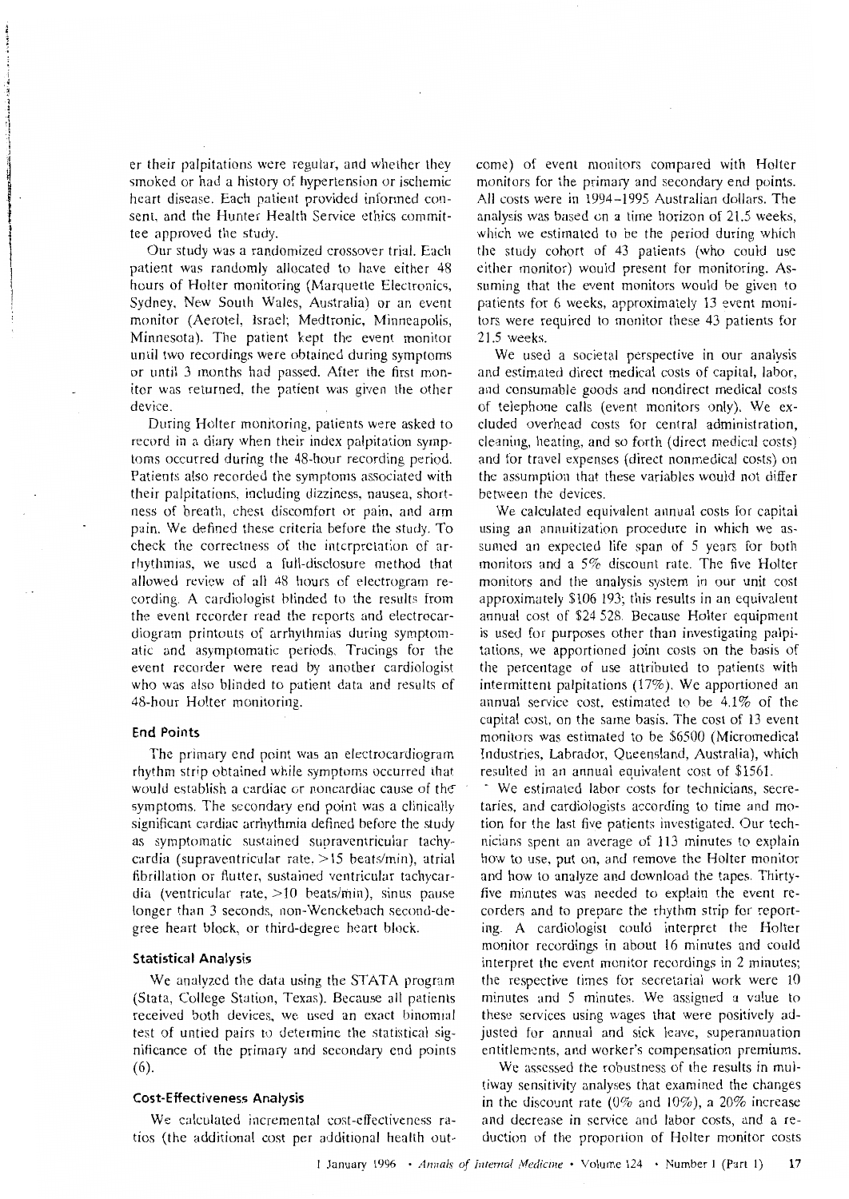er their palpitations were regular, and whether they smoked or had a history of hypertension or ischemic heart disease. Each patient provided informed consent, and the Hunter Health Service ethics committee approved the study.

Our study was a randomized crossover trial. Each patient was randomly allocated to have either 48 hours of Holter monitoring (Marquette Electronics, Sydney, New South Wales, Australia) or an event monitor (Aerotel, Israel; Medtronic, Minneapolis, Minnesota). The patient kept the event monitor until two recordings were obtained during symptoms or until 3 months had passed. After the first monitor was returned, the patient was given the other device.

During Holter monitoring, patients were asked to record in a diary when their index palpitation symptoms occurred during the 48-hour recording period. Patients also recorded the symptoms associated with their palpitations, including dizziness, nausea, shortness of breath, chest discomfort or pain, and arm pain. We defined these criteria before the study. To check the correctness of the interpretation of arrhythmias, we used a full-disclosure method that allowed review of all 48 hours of electrogram recording. A cardiologist blinded to the results from the event recorder read the reports and electrocardiogram printouts of arrhythmias during symptomatic and asymptomatic periods. Tracings for the event recorder were read by another cardiologist who was also blinded to patient data and results of 48-hour Holter monitoring.

### End Points

The primary end point was an electrocardiogram rhythm strip obtained while symptoms occurred that would establish a cardiac or noncardiac cause of the symptoms. The secondary end point was a clinically significant cardiac arrhythmia defined before the study as symptomatic sustained supraventricular tachycardia (supraventricular rate, >15 beats/min), atrial fibrillation or flutter, sustained ventricular tachycardia (ventricular rate, >10 beats/min), sinus pause longer than 3 seconds, non-Wenckebach second-degree heart block, or third-degree heart block.

### Statistical Analysis

We analyzed the data using the STATA program (Stata, College Station, Texas). Because all patients received both devices, we used an exact binomial test of untied pairs to determine the statistical significance of the primary and secondary end points (6).

### Cost-Effectiveness Analysis

We calculated incremental cost-effectiveness ratios (the additional cost per additional health outcome) of event monitors compared with Holter monitors for the primary and secondary end points. All costs were in 1994–1995 Australian dollars. The analysis was based on a time horizon of 21.5 weeks, which we estimated to be the period during which the study cohort of 43 patients (who could use either monitor) would present for monitoring. Assuming that the event monitors would be given to patients for 6 weeks, approximately 13 event monitors were required to monitor these 43 patients for 21.5 weeks.

We used a societal perspective in our analysis and estimated direct medical costs of capital, labor, and consumable goods and nondirect medical costs of telephone calls (event monitors only). We excluded overhead costs for central administration, cleaning, heating, and so forth (direct medical costs) and for travel expenses (direct nonmedical costs) on the assumption that these variables would not differ between the devices.

We calculated equivalent annual costs for capital using an annuitization procedure in which we assumed an expected life span of 5 years for both monitors and a 5% discount rate. The five Holter monitors and the analysis system in our unit cost approximately $106 193; this results in an equivalent annual cost of $24 528. Because Holter equipment is used for purposes other than investigating palpitations, we apportioned joint costs on the basis of the percentage of use attributed to patients with intermittent palpitations (17%). We apportioned an annual service cost, estimated to be 4.1% of the capital cost, on the same basis. The cost of 13 event monitors was estimated to be $6500 (Micromedical Industries, Labrador, Queensland, Australia), which resulted in an annual equivalent cost of $1561.

We estimated labor costs for technicians, secretaries, and cardiologists according to time and motion for the last five patients investigated. Our technicians spent an average of 113 minutes to explain how to use, put on, and remove the Holter monitor and how to analyze and download the tapes. Thirty-five minutes was needed to explain the event recorders and to prepare the rhythm strip for reporting. A cardiologist could interpret the Holter monitor recordings in about 16 minutes and could interpret the event monitor recordings in 2 minutes; the respective times for secretarial work were 10 minutes and 5 minutes. We assigned a value to these services using wages that were positively adjusted for annual and sick leave, superannuation entitlements, and worker's compensation premiums.

We assessed the robustness of the results in multiway sensitivity analyses that examined the changes in the discount rate (0% and 10%), a 20% increase and decrease in service and labor costs, and a reduction of the proportion of Holter monitor costs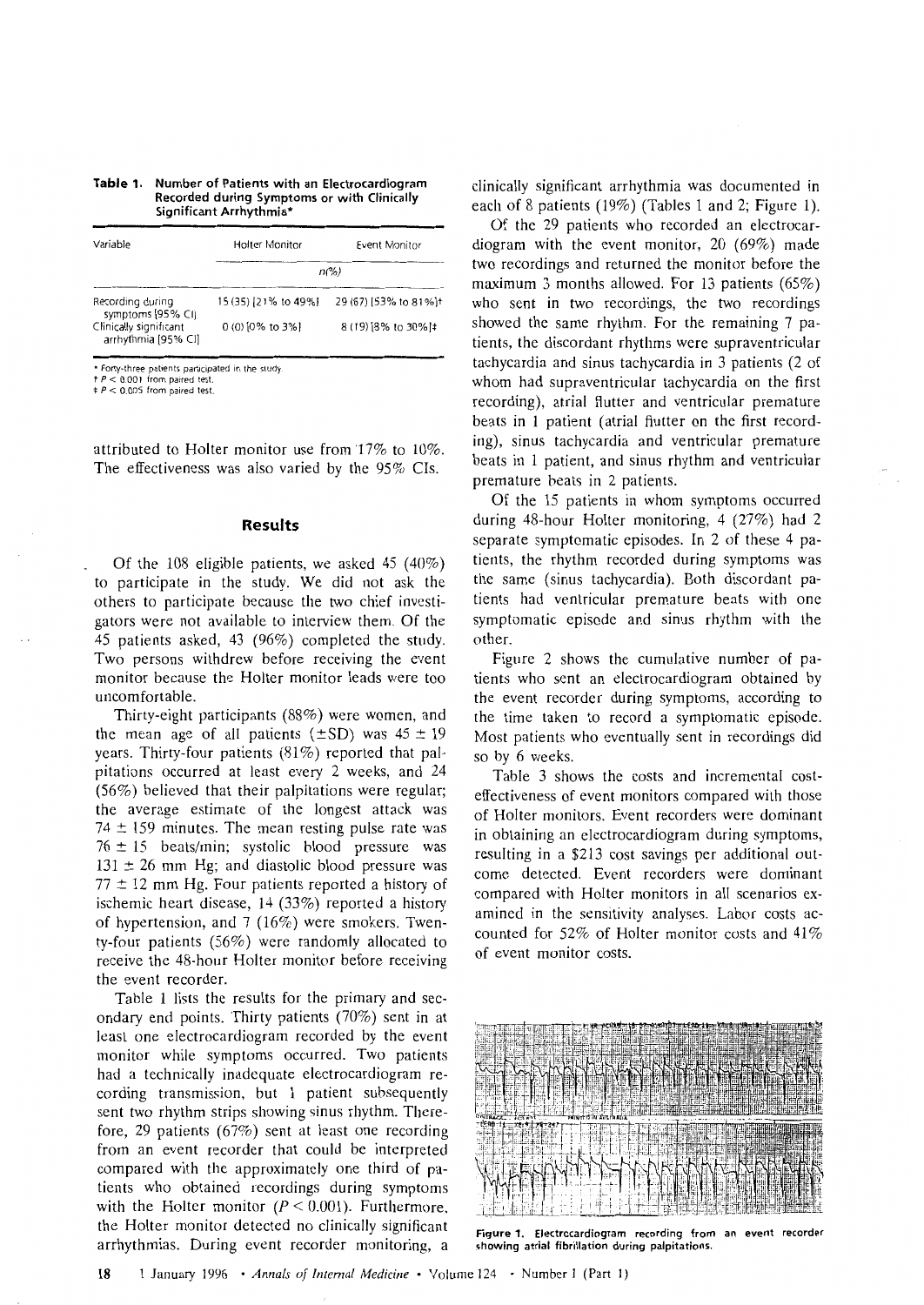**Table 1.** Number of Patients with an Electrocardiogram Recorded during Symptoms or with Clinically Significant Arrhythmia*

| Variable | Holter Monitor | Event Monitor |
|---|---|---|
| | n(%) | |
| Recording during symptoms [95% CI] | 15 (35) [21% to 49%] | 29 (67) [53% to 81%]† |
| Clinically significant arrhythmia [95% CI] | 0 (0) [0% to 3%] | 8 (19) [8% to 30%]‡ |

\* Forty-three patients participated in the study.
† $P < 0.001$ from paired test.
‡ $P < 0.005$ from paired test.

attributed to Holter monitor use from 17% to 10%. The effectiveness was also varied by the 95% CIs.

## Results

Of the 108 eligible patients, we asked 45 (40%) to participate in the study. We did not ask the others to participate because the two chief investigators were not available to interview them. Of the 45 patients asked, 43 (96%) completed the study. Two persons withdrew before receiving the event monitor because the Holter monitor leads were too uncomfortable.

Thirty-eight participants (88%) were women, and the mean age of all patients (±SD) was 45 ± 19 years. Thirty-four patients (81%) reported that palpitations occurred at least every 2 weeks, and 24 (56%) believed that their palpitations were regular; the average estimate of the longest attack was 74 ± 159 minutes. The mean resting pulse rate was 76 ± 15 beats/min; systolic blood pressure was 131 ± 26 mm Hg; and diastolic blood pressure was 77 ± 12 mm Hg. Four patients reported a history of ischemic heart disease, 14 (33%) reported a history of hypertension, and 7 (16%) were smokers. Twenty-four patients (56%) were randomly allocated to receive the 48-hour Holter monitor before receiving the event recorder.

Table 1 lists the results for the primary and secondary end points. Thirty patients (70%) sent in at least one electrocardiogram recorded by the event monitor while symptoms occurred. Two patients had a technically inadequate electrocardiogram recording transmission, but 1 patient subsequently sent two rhythm strips showing sinus rhythm. Therefore, 29 patients (67%) sent at least one recording from an event recorder that could be interpreted compared with the approximately one third of patients who obtained recordings during symptoms with the Holter monitor ($P < 0.001$). Furthermore, the Holter monitor detected no clinically significant arrhythmias. During event recorder monitoring, a clinically significant arrhythmia was documented in each of 8 patients (19%) (Tables 1 and 2; Figure 1).

Of the 29 patients who recorded an electrocardiogram with the event monitor, 20 (69%) made two recordings and returned the monitor before the maximum 3 months allowed. For 13 patients (65%) who sent in two recordings, the two recordings showed the same rhythm. For the remaining 7 patients, the discordant rhythms were supraventricular tachycardia and sinus tachycardia in 3 patients (2 of whom had supraventricular tachycardia on the first recording), atrial flutter and ventricular premature beats in 1 patient (atrial flutter on the first recording), sinus tachycardia and ventricular premature beats in 1 patient, and sinus rhythm and ventricular premature beats in 2 patients.

Of the 15 patients in whom symptoms occurred during 48-hour Holter monitoring, 4 (27%) had 2 separate symptomatic episodes. In 2 of these 4 patients, the rhythm recorded during symptoms was the same (sinus tachycardia). Both discordant patients had ventricular premature beats with one symptomatic episode and sinus rhythm with the other.

Figure 2 shows the cumulative number of patients who sent an electrocardiogram obtained by the event recorder during symptoms, according to the time taken to record a symptomatic episode. Most patients who eventually sent in recordings did so by 6 weeks.

Table 3 shows the costs and incremental cost-effectiveness of event monitors compared with those of Holter monitors. Event recorders were dominant in obtaining an electrocardiogram during symptoms, resulting in a $213 cost savings per additional outcome detected. Event recorders were dominant compared with Holter monitors in all scenarios examined in the sensitivity analyses. Labor costs accounted for 52% of Holter monitor costs and 41% of event monitor costs.

**Figure 1.** Electrocardiogram recording from an event recorder showing atrial fibrillation during palpitations.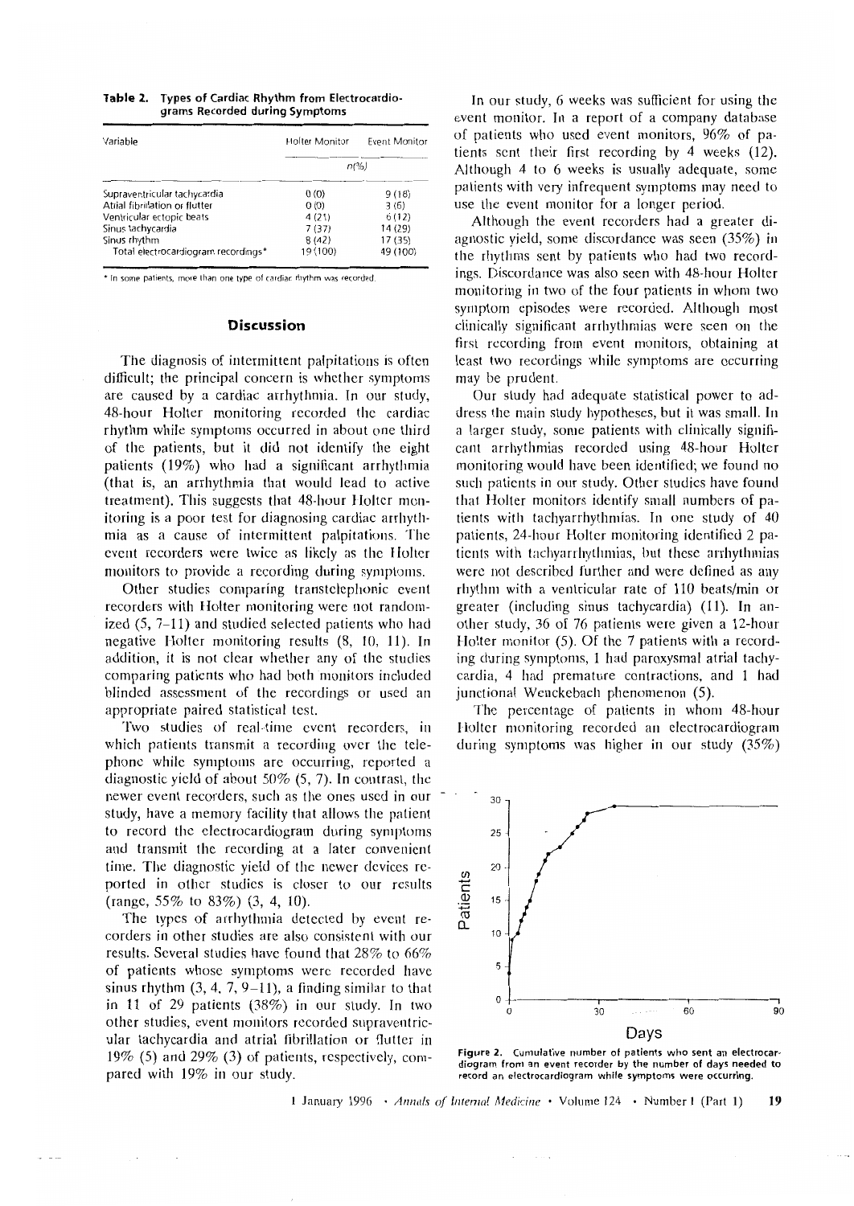**Table 2. Types of Cardiac Rhythm from Electrocardiograms Recorded during Symptoms**

| Variable | Holter Monitor | Event Monitor |
|---|---|---|
| | n(%) | |
| Supraventricular tachycardia | 0 (0) | 9 (18) |
| Atrial fibrillation or flutter | 0 (0) | 3 (6) |
| Ventricular ectopic beats | 4 (21) | 6 (12) |
| Sinus tachycardia | 7 (37) | 14 (29) |
| Sinus rhythm | 8 (42) | 17 (35) |
| Total electrocardiogram recordings* | 19 (100) | 49 (100) |

\* In some patients, more than one type of cardiac rhythm was recorded.

## Discussion

The diagnosis of intermittent palpitations is often difficult; the principal concern is whether symptoms are caused by a cardiac arrhythmia. In our study, 48-hour Holter monitoring recorded the cardiac rhythm while symptoms occurred in about one third of the patients, but it did not identify the eight patients (19%) who had a significant arrhythmia (that is, an arrhythmia that would lead to active treatment). This suggests that 48-hour Holter monitoring is a poor test for diagnosing cardiac arrhythmia as a cause of intermittent palpitations. The event recorders were twice as likely as the Holter monitors to provide a recording during symptoms.

Other studies comparing transtelephonic event recorders with Holter monitoring were not randomized (5, 7–11) and studied selected patients who had negative Holter monitoring results (8, 10, 11). In addition, it is not clear whether any of the studies comparing patients who had both monitors included blinded assessment of the recordings or used an appropriate paired statistical test.

Two studies of real-time event recorders, in which patients transmit a recording over the telephone while symptoms are occurring, reported a diagnostic yield of about 50% (5, 7). In contrast, the newer event recorders, such as the ones used in our study, have a memory facility that allows the patient to record the electrocardiogram during symptoms and transmit the recording at a later convenient time. The diagnostic yield of the newer devices reported in other studies is closer to our results (range, 55% to 83%) (3, 4, 10).

The types of arrhythmia detected by event recorders in other studies are also consistent with our results. Several studies have found that 28% to 66% of patients whose symptoms were recorded have sinus rhythm (3, 4, 7, 9–11), a finding similar to that in 11 of 29 patients (38%) in our study. In two other studies, event monitors recorded supraventricular tachycardia and atrial fibrillation or flutter in 19% (5) and 29% (3) of patients, respectively, compared with 19% in our study.

In our study, 6 weeks was sufficient for using the event monitor. In a report of a company database of patients who used event monitors, 96% of patients sent their first recording by 4 weeks (12). Although 4 to 6 weeks is usually adequate, some patients with very infrequent symptoms may need to use the event monitor for a longer period.

Although the event recorders had a greater diagnostic yield, some discordance was seen (35%) in the rhythms sent by patients who had two recordings. Discordance was also seen with 48-hour Holter monitoring in two of the four patients in whom two symptom episodes were recorded. Although most clinically significant arrhythmias were seen on the first recording from event monitors, obtaining at least two recordings while symptoms are occurring may be prudent.

Our study had adequate statistical power to address the main study hypotheses, but it was small. In a larger study, some patients with clinically significant arrhythmias recorded using 48-hour Holter monitoring would have been identified; we found no such patients in our study. Other studies have found that Holter monitors identify small numbers of patients with tachyarrhythmias. In one study of 40 patients, 24-hour Holter monitoring identified 2 patients with tachyarrhythmias, but these arrhythmias were not described further and were defined as any rhythm with a ventricular rate of 110 beats/min or greater (including sinus tachycardia) (11). In another study, 36 of 76 patients were given a 12-hour Holter monitor (5). Of the 7 patients with a recording during symptoms, 1 had paroxysmal atrial tachycardia, 4 had premature contractions, and 1 had junctional Wenckebach phenomenon (5).

The percentage of patients in whom 48-hour Holter monitoring recorded an electrocardiogram during symptoms was higher in our study (35%)

**Figure 2.** Cumulative number of patients who sent an electrocardiogram from an event recorder by the number of days needed to record an electrocardiogram while symptoms were occurring.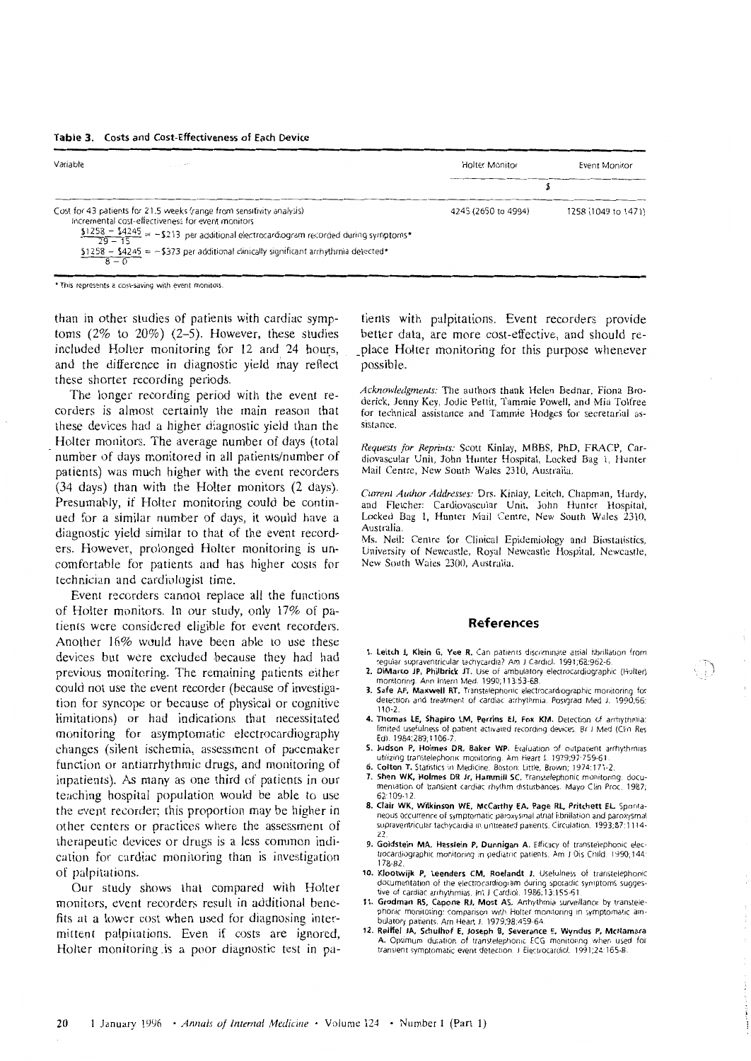**Table 3. Costs and Cost-Effectiveness of Each Device**

| Variable | Holter Monitor | Event Monitor |
|---|---|---|
| | $ | |
| Cost for 43 patients for 21.5 weeks (range from sensitivity analysis) | 4245 (2650 to 4994) | 1258 (1049 to 1471) |
| Incremental cost-effectiveness for event monitors | | |
| $\frac{\$1258 - \$4245}{29 - 15}$ = −$213 per additional electrocardiogram recorded during symptoms* | | |
| $\frac{\$1258 - \$4245}{8 - 0}$ = −$373 per additional clinically significant arrhythmia detected* | | |

* This represents a cost-saving with event monitors.

than in other studies of patients with cardiac symptoms (2% to 20%) (2–5). However, these studies included Holter monitoring for 12 and 24 hours, and the difference in diagnostic yield may reflect these shorter recording periods.

The longer recording period with the event recorders is almost certainly the main reason that these devices had a higher diagnostic yield than the Holter monitors. The average number of days (total number of days monitored in all patients/number of patients) was much higher with the event recorders (34 days) than with the Holter monitors (2 days). Presumably, if Holter monitoring could be continued for a similar number of days, it would have a diagnostic yield similar to that of the event recorders. However, prolonged Holter monitoring is uncomfortable for patients and has higher costs for technician and cardiologist time.

Event recorders cannot replace all the functions of Holter monitors. In our study, only 17% of patients were considered eligible for event recorders. Another 16% would have been able to use these devices but were excluded because they had had previous monitoring. The remaining patients either could not use the event recorder (because of investigation for syncope or because of physical or cognitive limitations) or had indications that necessitated monitoring for asymptomatic electrocardiography changes (silent ischemia, assessment of pacemaker function or antiarrhythmic drugs, and monitoring of inpatients). As many as one third of patients in our teaching hospital population would be able to use the event recorder; this proportion may be higher in other centers or practices where the assessment of therapeutic devices or drugs is a less common indication for cardiac monitoring than is investigation of palpitations.

Our study shows that compared with Holter monitors, event recorders result in additional benefits at a lower cost when used for diagnosing intermittent palpitations. Even if costs are ignored, Holter monitoring is a poor diagnostic test in patients with palpitations. Event recorders provide better data, are more cost-effective, and should replace Holter monitoring for this purpose whenever possible.

*Acknowledgments:* The authors thank Helen Bednar, Fiona Broderick, Jenny Key, Jodie Pettit, Tammie Powell, and Mia Tolfree for technical assistance and Tammie Hodges for secretarial assistance.

*Requests for Reprints:* Scott Kinlay, MBBS, PhD, FRACP, Cardiovascular Unit, John Hunter Hospital, Locked Bag 1, Hunter Mail Centre, New South Wales 2310, Australia.

*Current Author Addresses:* Drs. Kinlay, Leitch, Chapman, Hardy, and Fletcher: Cardiovascular Unit, John Hunter Hospital, Locked Bag 1, Hunter Mail Centre, New South Wales 2310, Australia.

Ms. Neil: Centre for Clinical Epidemiology and Biostatistics, University of Newcastle, Royal Newcastle Hospital, Newcastle, New South Wales 2300, Australia.

## References

1. **Leitch J, Klein G, Yee R.** Can patients discriminate atrial fibrillation from regular supraventricular tachycardia? Am J Cardiol. 1991;68:962-6.
2. **DiMarco JP, Philbrick JT.** Use of ambulatory electrocardiographic (Holter) monitoring. Ann Intern Med. 1990;113:53-68.
3. **Safe AF, Maxwell RT.** Transtelephonic electrocardiographic monitoring for detection and treatment of cardiac arrhythmia. Postgrad Med J. 1990;66:110-2.
4. **Thomas LE, Shapiro LM, Perrins EJ, Fox KM.** Detection of arrhythmia: limited usefulness of patient activated recording devices. Br J Med (Clin Res Ed). 1984;289:1106-7.
5. **Judson P, Holmes DR, Baker WP.** Evaluation of outpatient arrhythmias utilizing transtelephonic monitoring. Am Heart J. 1979;97:759-61.
6. **Colton T.** Statistics in Medicine. Boston: Little, Brown; 1974:171-2.
7. **Shen WK, Holmes DR Jr, Hammill SC.** Transtelephonic monitoring: documentation of transient cardiac rhythm disturbances. Mayo Clin Proc. 1987;62:109-12.
8. **Clair WK, Wilkinson WE, McCarthy EA, Page RL, Pritchett EL.** Spontaneous occurrence of symptomatic paroxysmal atrial fibrillation and paroxysmal supraventricular tachycardia in untreated patients. Circulation. 1993;87:1114-22.
9. **Goldstein MA, Hesslein P, Dunnigan A.** Efficacy of transtelephonic electrocardiographic monitoring in pediatric patients. Am J Dis Child. 1990;144:178-82.
10. **Klootwijk P, Leenders CM, Roelandt J.** Usefulness of transtelephonic documentation of the electrocardiogram during sporadic symptoms suggestive of cardiac arrhythmias. Int J Cardiol. 1986;13:155-61.
11. **Grodman RS, Capone RJ, Most AS.** Arrhythmia surveillance by transtelephonic monitoring: comparison with Holter monitoring in symptomatic ambulatory patients. Am Heart J. 1979;98:459-64.
12. **Reiffel JA, Schulhof E, Joseph B, Severance E, Wyndus P, McNamara A.** Optimum duration of transtelephonic ECG monitoring when used for transient symptomatic event detection. J Electrocardiol. 1991;24:165-8.